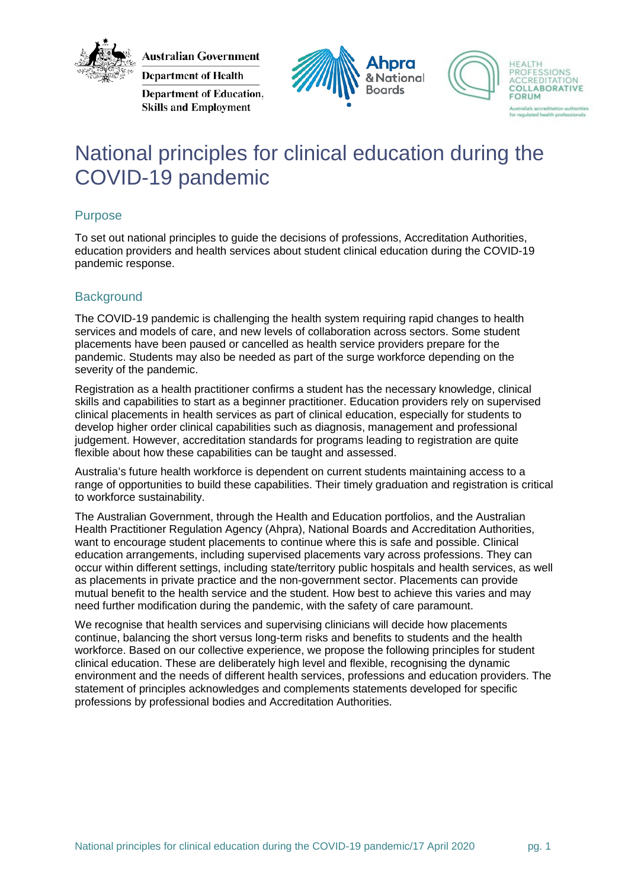Australian Government
Department of Health
Department of Education, Skills and Employment

Ahpra & National Boards

HEALTH PROFESSIONS ACCREDITATION COLLABORATIVE FORUM
Australia's accreditation authorities for regulated health professionals

# National principles for clinical education during the COVID-19 pandemic

## Purpose

To set out national principles to guide the decisions of professions, Accreditation Authorities, education providers and health services about student clinical education during the COVID-19 pandemic response.

## Background

The COVID-19 pandemic is challenging the health system requiring rapid changes to health services and models of care, and new levels of collaboration across sectors. Some student placements have been paused or cancelled as health service providers prepare for the pandemic. Students may also be needed as part of the surge workforce depending on the severity of the pandemic.

Registration as a health practitioner confirms a student has the necessary knowledge, clinical skills and capabilities to start as a beginner practitioner. Education providers rely on supervised clinical placements in health services as part of clinical education, especially for students to develop higher order clinical capabilities such as diagnosis, management and professional judgement. However, accreditation standards for programs leading to registration are quite flexible about how these capabilities can be taught and assessed.

Australia's future health workforce is dependent on current students maintaining access to a range of opportunities to build these capabilities. Their timely graduation and registration is critical to workforce sustainability.

The Australian Government, through the Health and Education portfolios, and the Australian Health Practitioner Regulation Agency (Ahpra), National Boards and Accreditation Authorities, want to encourage student placements to continue where this is safe and possible. Clinical education arrangements, including supervised placements vary across professions. They can occur within different settings, including state/territory public hospitals and health services, as well as placements in private practice and the non-government sector. Placements can provide mutual benefit to the health service and the student. How best to achieve this varies and may need further modification during the pandemic, with the safety of care paramount.

We recognise that health services and supervising clinicians will decide how placements continue, balancing the short versus long-term risks and benefits to students and the health workforce. Based on our collective experience, we propose the following principles for student clinical education. These are deliberately high level and flexible, recognising the dynamic environment and the needs of different health services, professions and education providers. The statement of principles acknowledges and complements statements developed for specific professions by professional bodies and Accreditation Authorities.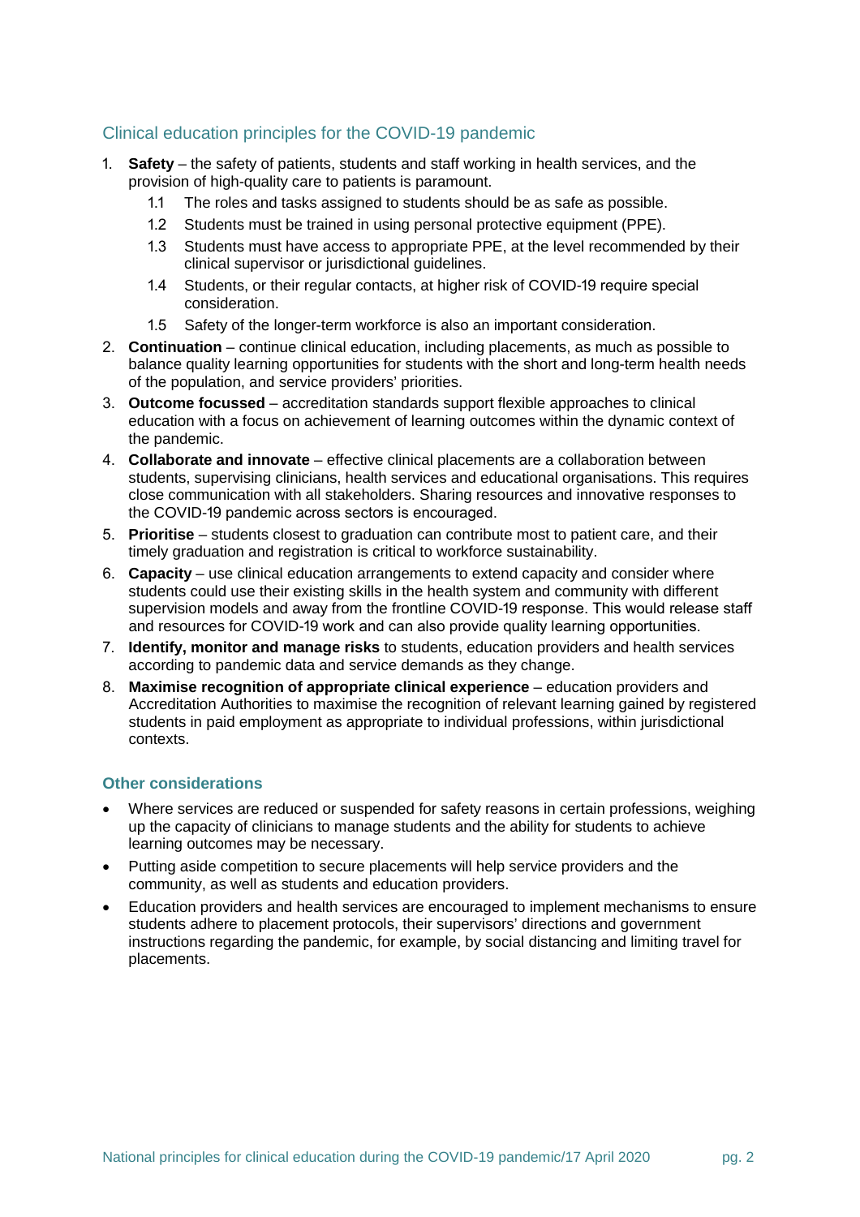## Clinical education principles for the COVID-19 pandemic

1. **Safety** – the safety of patients, students and staff working in health services, and the provision of high-quality care to patients is paramount.
    1.1 The roles and tasks assigned to students should be as safe as possible.
    1.2 Students must be trained in using personal protective equipment (PPE).
    1.3 Students must have access to appropriate PPE, at the level recommended by their clinical supervisor or jurisdictional guidelines.
    1.4 Students, or their regular contacts, at higher risk of COVID-19 require special consideration.
    1.5 Safety of the longer-term workforce is also an important consideration.
2. **Continuation** – continue clinical education, including placements, as much as possible to balance quality learning opportunities for students with the short and long-term health needs of the population, and service providers' priorities.
3. **Outcome focussed** – accreditation standards support flexible approaches to clinical education with a focus on achievement of learning outcomes within the dynamic context of the pandemic.
4. **Collaborate and innovate** – effective clinical placements are a collaboration between students, supervising clinicians, health services and educational organisations. This requires close communication with all stakeholders. Sharing resources and innovative responses to the COVID-19 pandemic across sectors is encouraged.
5. **Prioritise** – students closest to graduation can contribute most to patient care, and their timely graduation and registration is critical to workforce sustainability.
6. **Capacity** – use clinical education arrangements to extend capacity and consider where students could use their existing skills in the health system and community with different supervision models and away from the frontline COVID-19 response. This would release staff and resources for COVID-19 work and can also provide quality learning opportunities.
7. **Identify, monitor and manage risks** to students, education providers and health services according to pandemic data and service demands as they change.
8. **Maximise recognition of appropriate clinical experience** – education providers and Accreditation Authorities to maximise the recognition of relevant learning gained by registered students in paid employment as appropriate to individual professions, within jurisdictional contexts.

### Other considerations

- Where services are reduced or suspended for safety reasons in certain professions, weighing up the capacity of clinicians to manage students and the ability for students to achieve learning outcomes may be necessary.
- Putting aside competition to secure placements will help service providers and the community, as well as students and education providers.
- Education providers and health services are encouraged to implement mechanisms to ensure students adhere to placement protocols, their supervisors' directions and government instructions regarding the pandemic, for example, by social distancing and limiting travel for placements.